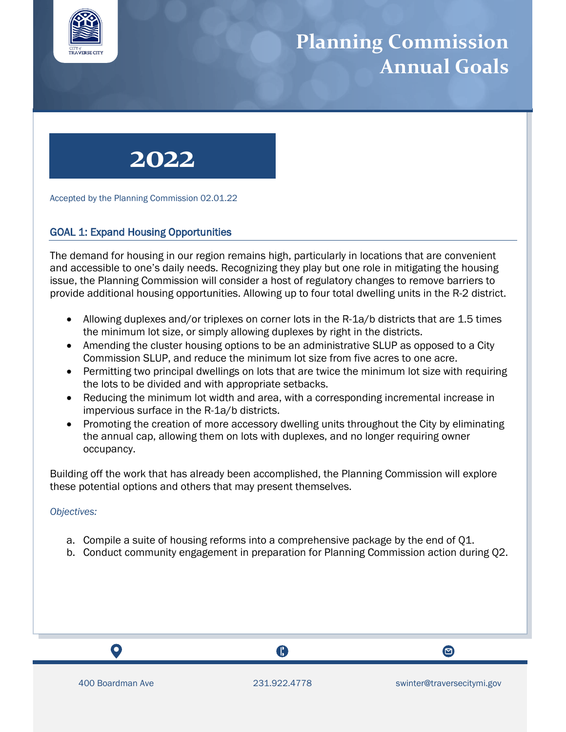# Planning Commission Annual Goals

## 2022

Accepted by the Planning Commission 02.01.22

### GOAL 1: Expand Housing Opportunities

The demand for housing in our region remains high, particularly in locations that are convenient and accessible to one's daily needs. Recognizing they play but one role in mitigating the housing issue, the Planning Commission will consider a host of regulatory changes to remove barriers to provide additional housing opportunities. Allowing up to four total dwelling units in the R-2 district.

- Allowing duplexes and/or triplexes on corner lots in the R-1a/b districts that are 1.5 times the minimum lot size, or simply allowing duplexes by right in the districts.
- Amending the cluster housing options to be an administrative SLUP as opposed to a City Commission SLUP, and reduce the minimum lot size from five acres to one acre.
- Permitting two principal dwellings on lots that are twice the minimum lot size with requiring the lots to be divided and with appropriate setbacks.
- Reducing the minimum lot width and area, with a corresponding incremental increase in impervious surface in the R-1a/b districts.
- Promoting the creation of more accessory dwelling units throughout the City by eliminating the annual cap, allowing them on lots with duplexes, and no longer requiring owner occupancy.

Building off the work that has already been accomplished, the Planning Commission will explore these potential options and others that may present themselves.

*Objectives:*

a. Compile a suite of housing reforms into a comprehensive package by the end of Q1.
b. Conduct community engagement in preparation for Planning Commission action during Q2.

400 Boardman Ave | 231.922.4778 | swinter@traversecitymi.gov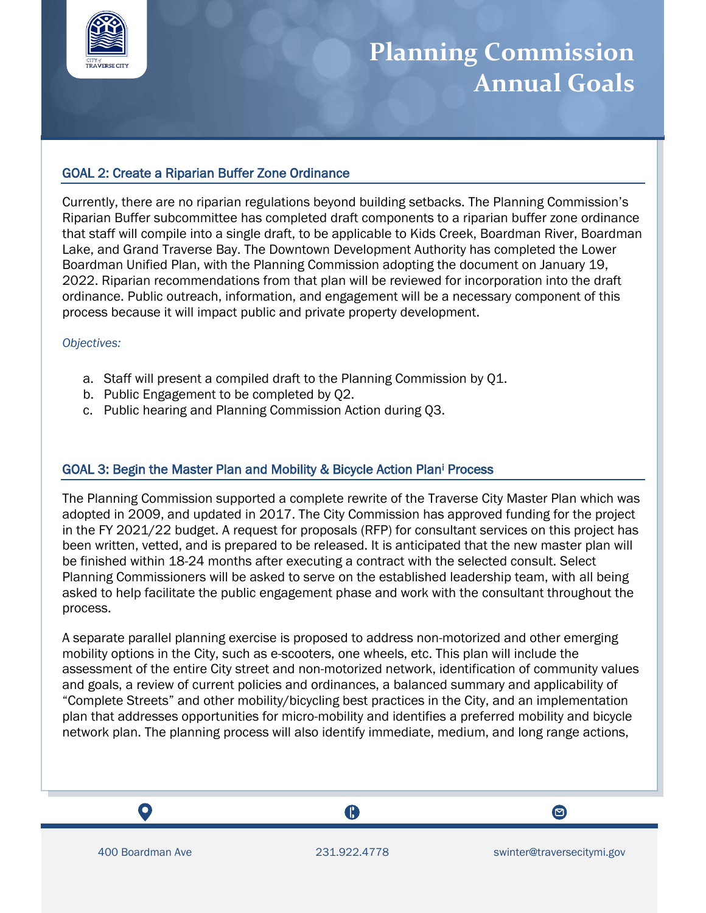# Planning Commission Annual Goals

## GOAL 2: Create a Riparian Buffer Zone Ordinance

Currently, there are no riparian regulations beyond building setbacks. The Planning Commission's Riparian Buffer subcommittee has completed draft components to a riparian buffer zone ordinance that staff will compile into a single draft, to be applicable to Kids Creek, Boardman River, Boardman Lake, and Grand Traverse Bay. The Downtown Development Authority has completed the Lower Boardman Unified Plan, with the Planning Commission adopting the document on January 19, 2022. Riparian recommendations from that plan will be reviewed for incorporation into the draft ordinance. Public outreach, information, and engagement will be a necessary component of this process because it will impact public and private property development.

*Objectives:*

a. Staff will present a compiled draft to the Planning Commission by Q1.
b. Public Engagement to be completed by Q2.
c. Public hearing and Planning Commission Action during Q3.

## GOAL 3: Begin the Master Plan and Mobility & Bicycle Action Plan[i] Process

The Planning Commission supported a complete rewrite of the Traverse City Master Plan which was adopted in 2009, and updated in 2017. The City Commission has approved funding for the project in the FY 2021/22 budget. A request for proposals (RFP) for consultant services on this project has been written, vetted, and is prepared to be released. It is anticipated that the new master plan will be finished within 18-24 months after executing a contract with the selected consult. Select Planning Commissioners will be asked to serve on the established leadership team, with all being asked to help facilitate the public engagement phase and work with the consultant throughout the process.

A separate parallel planning exercise is proposed to address non-motorized and other emerging mobility options in the City, such as e-scooters, one wheels, etc. This plan will include the assessment of the entire City street and non-motorized network, identification of community values and goals, a review of current policies and ordinances, a balanced summary and applicability of "Complete Streets" and other mobility/bicycling best practices in the City, and an implementation plan that addresses opportunities for micro-mobility and identifies a preferred mobility and bicycle network plan. The planning process will also identify immediate, medium, and long range actions,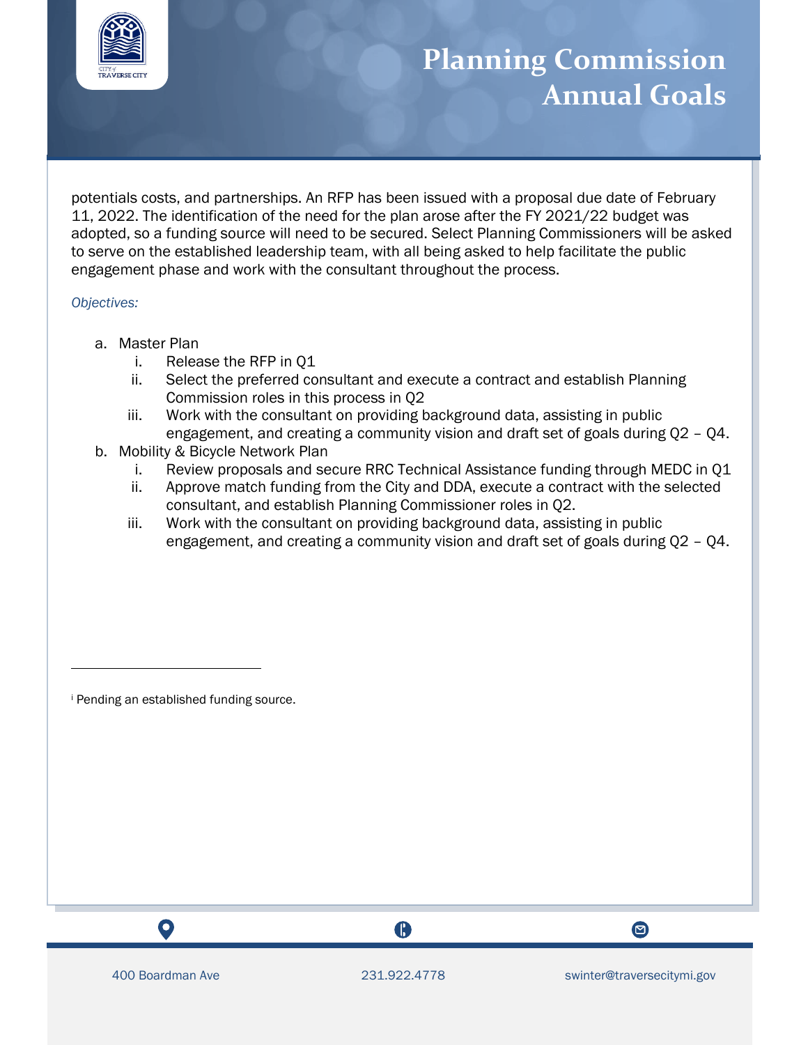potentials costs, and partnerships. An RFP has been issued with a proposal due date of February 11, 2022. The identification of the need for the plan arose after the FY 2021/22 budget was adopted, so a funding source will need to be secured. Select Planning Commissioners will be asked to serve on the established leadership team, with all being asked to help facilitate the public engagement phase and work with the consultant throughout the process.

*Objectives:*

a. Master Plan
   i. Release the RFP in Q1
   ii. Select the preferred consultant and execute a contract and establish Planning Commission roles in this process in Q2
   iii. Work with the consultant on providing background data, assisting in public engagement, and creating a community vision and draft set of goals during Q2 – Q4.
b. Mobility & Bicycle Network Plan
   i. Review proposals and secure RRC Technical Assistance funding through MEDC in Q1
   ii. Approve match funding from the City and DDA, execute a contract with the selected consultant, and establish Planning Commissioner roles in Q2.
   iii. Work with the consultant on providing background data, assisting in public engagement, and creating a community vision and draft set of goals during Q2 – Q4.

---

[i] Pending an established funding source.